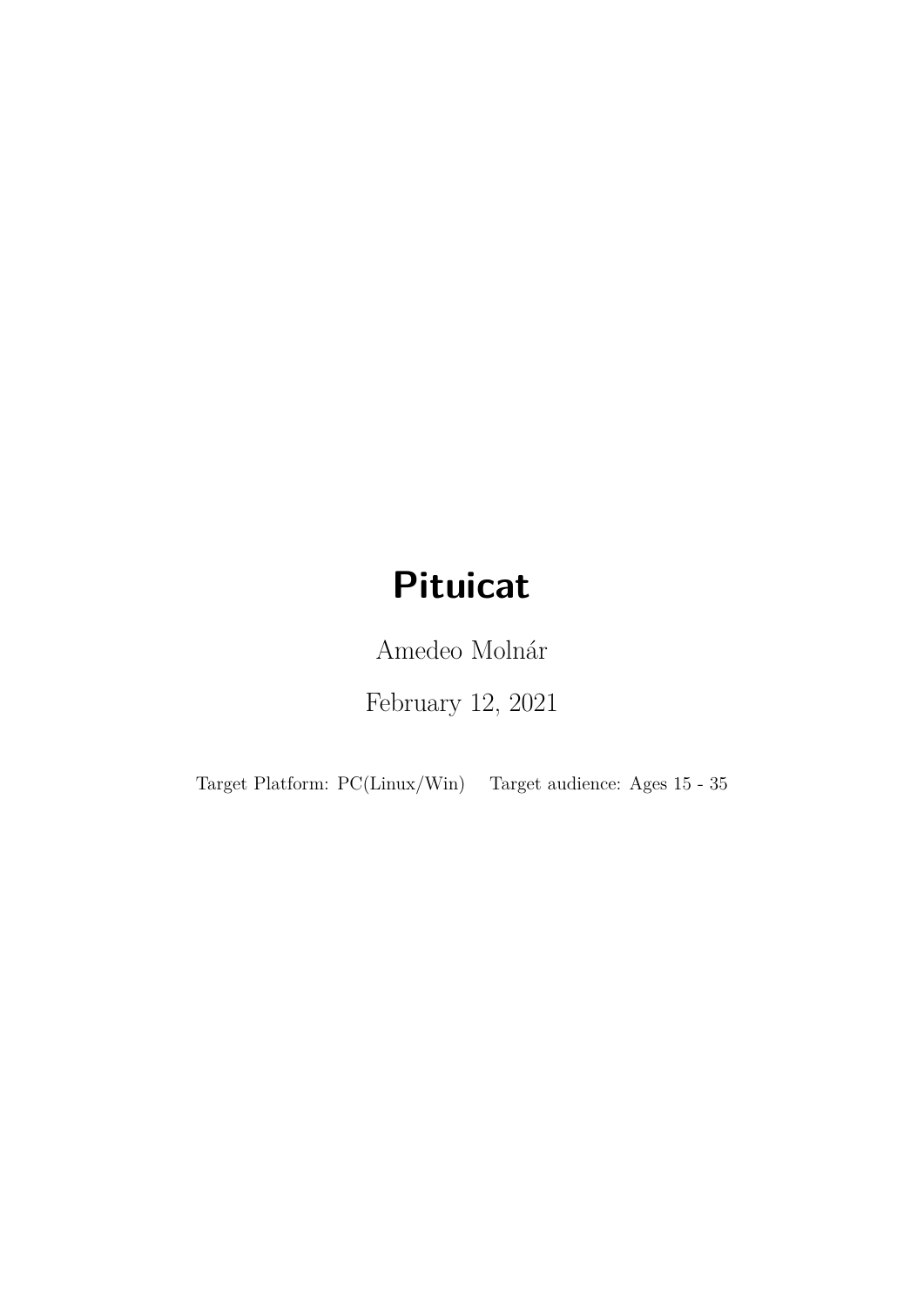# Pituicat

Amedeo Molnár

February 12, 2021

Target Platform: PC(Linux/Win) Target audience: Ages 15 - 35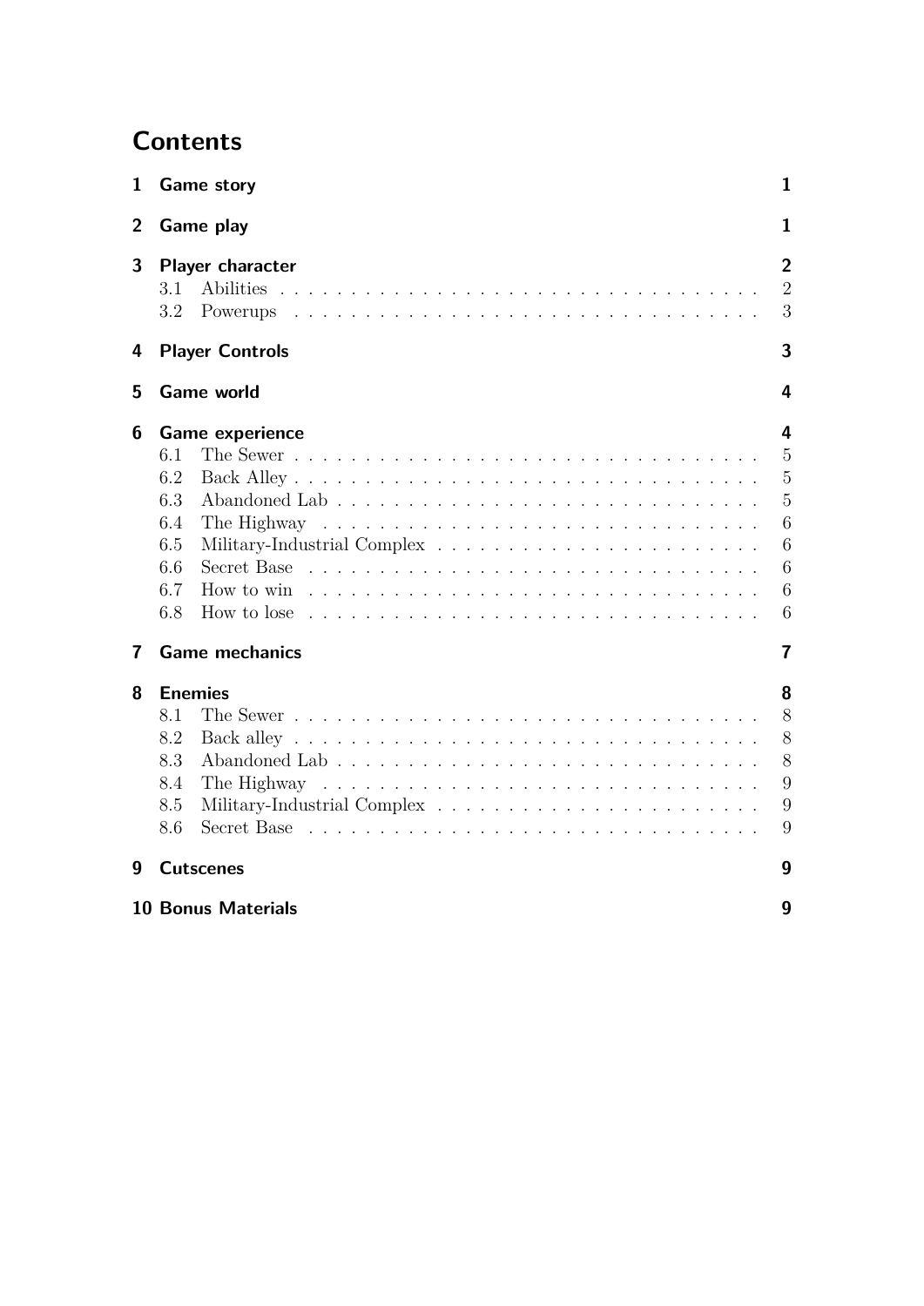# Contents

1 Game story 1

2 Game play 1

3 Player character 2
- 3.1 Abilities 2
- 3.2 Powerups 3

4 Player Controls 3

5 Game world 4

6 Game experience 4
- 6.1 The Sewer 5
- 6.2 Back Alley 5
- 6.3 Abandoned Lab 5
- 6.4 The Highway 6
- 6.5 Military-Industrial Complex 6
- 6.6 Secret Base 6
- 6.7 How to win 6
- 6.8 How to lose 6

7 Game mechanics 7

8 Enemies 8
- 8.1 The Sewer 8
- 8.2 Back alley 8
- 8.3 Abandoned Lab 8
- 8.4 The Highway 9
- 8.5 Military-Industrial Complex 9
- 8.6 Secret Base 9

9 Cutscenes 9

10 Bonus Materials 9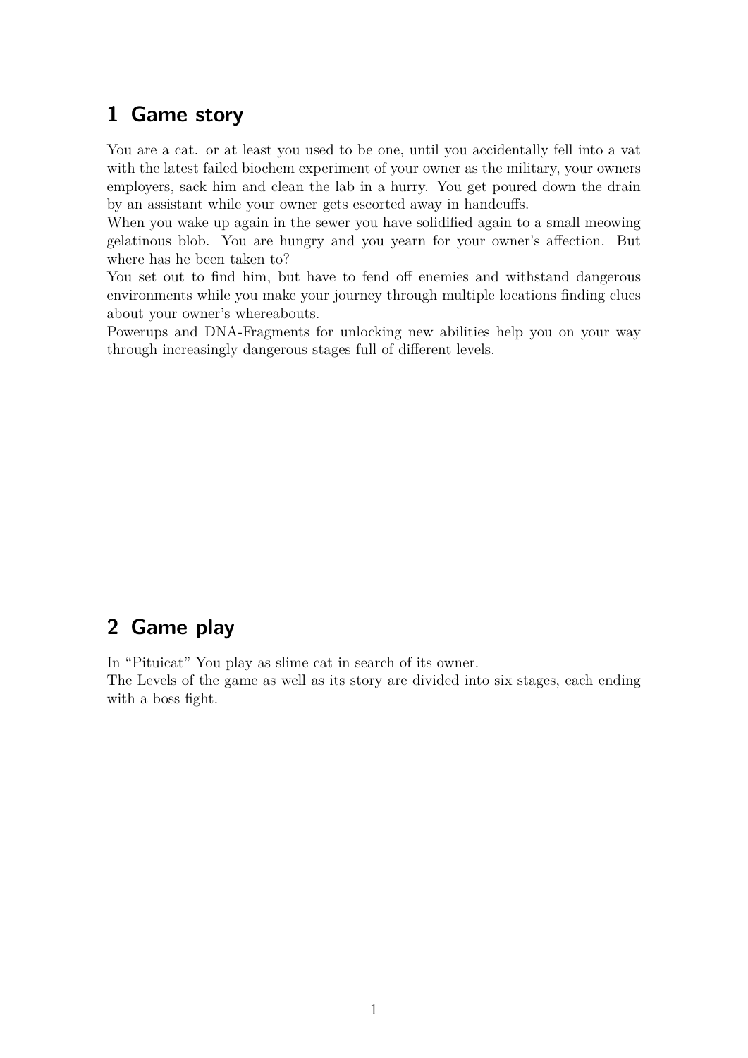# 1 Game story

You are a cat. or at least you used to be one, until you accidentally fell into a vat with the latest failed biochem experiment of your owner as the military, your owners employers, sack him and clean the lab in a hurry. You get poured down the drain by an assistant while your owner gets escorted away in handcuffs.
When you wake up again in the sewer you have solidified again to a small meowing gelatinous blob. You are hungry and you yearn for your owner's affection. But where has he been taken to?
You set out to find him, but have to fend off enemies and withstand dangerous environments while you make your journey through multiple locations finding clues about your owner's whereabouts.
Powerups and DNA-Fragments for unlocking new abilities help you on your way through increasingly dangerous stages full of different levels.

# 2 Game play

In "Pituicat" You play as slime cat in search of its owner.
The Levels of the game as well as its story are divided into six stages, each ending with a boss fight.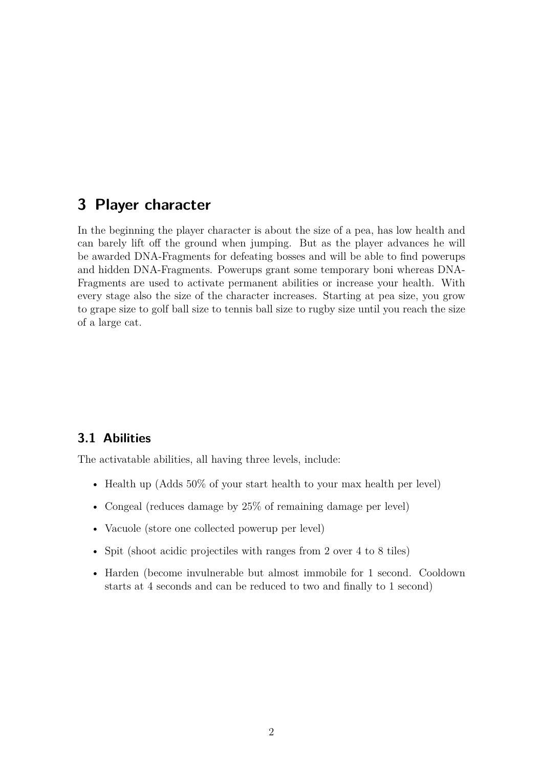# 3 Player character

In the beginning the player character is about the size of a pea, has low health and can barely lift off the ground when jumping. But as the player advances he will be awarded DNA-Fragments for defeating bosses and will be able to find powerups and hidden DNA-Fragments. Powerups grant some temporary boni whereas DNA-Fragments are used to activate permanent abilities or increase your health. With every stage also the size of the character increases. Starting at pea size, you grow to grape size to golf ball size to tennis ball size to rugby size until you reach the size of a large cat.

## 3.1 Abilities

The activatable abilities, all having three levels, include:

- Health up (Adds 50% of your start health to your max health per level)
- Congeal (reduces damage by 25% of remaining damage per level)
- Vacuole (store one collected powerup per level)
- Spit (shoot acidic projectiles with ranges from 2 over 4 to 8 tiles)
- Harden (become invulnerable but almost immobile for 1 second. Cooldown starts at 4 seconds and can be reduced to two and finally to 1 second)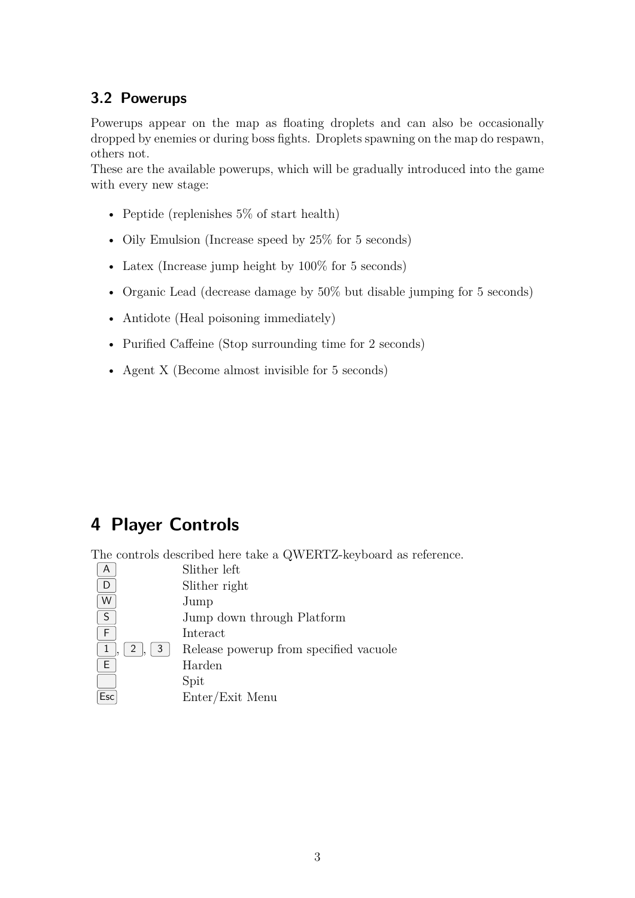### 3.2 Powerups

Powerups appear on the map as floating droplets and can also be occasionally dropped by enemies or during boss fights. Droplets spawning on the map do respawn, others not.
These are the available powerups, which will be gradually introduced into the game with every new stage:

- Peptide (replenishes 5% of start health)
- Oily Emulsion (Increase speed by 25% for 5 seconds)
- Latex (Increase jump height by 100% for 5 seconds)
- Organic Lead (decrease damage by 50% but disable jumping for 5 seconds)
- Antidote (Heal poisoning immediately)
- Purified Caffeine (Stop surrounding time for 2 seconds)
- Agent X (Become almost invisible for 5 seconds)

## 4 Player Controls

The controls described here take a QWERTZ-keyboard as reference.

| Key | Action |
| --- | --- |
| A | Slither left |
| D | Slither right |
| W | Jump |
| S | Jump down through Platform |
| F | Interact |
| 1, 2, 3 | Release powerup from specified vacuole |
| E | Harden |
| (Space) | Spit |
| Esc | Enter/Exit Menu |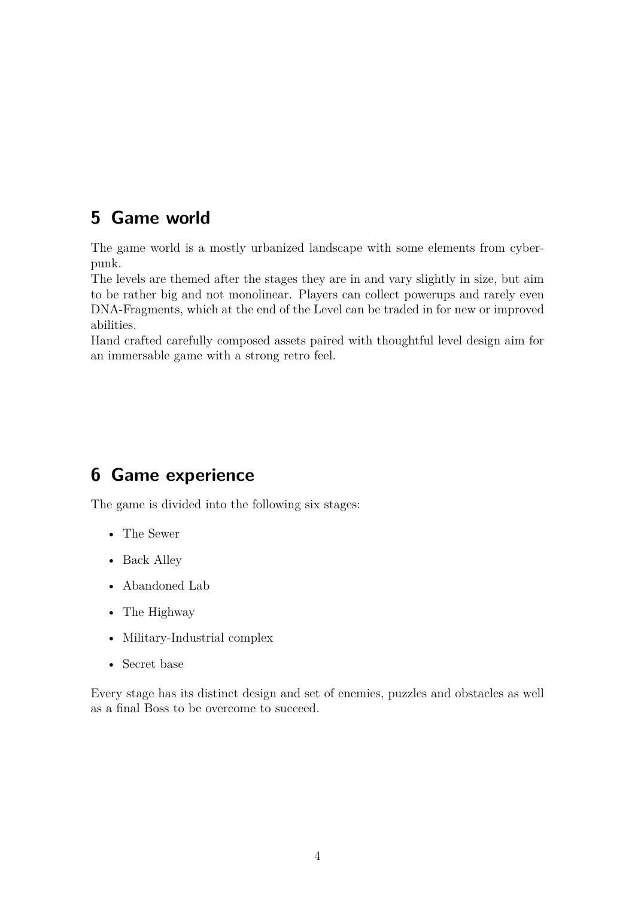## 5 Game world

The game world is a mostly urbanized landscape with some elements from cyberpunk.
The levels are themed after the stages they are in and vary slightly in size, but aim to be rather big and not monolinear. Players can collect powerups and rarely even DNA-Fragments, which at the end of the Level can be traded in for new or improved abilities.
Hand crafted carefully composed assets paired with thoughtful level design aim for an immersable game with a strong retro feel.

## 6 Game experience

The game is divided into the following six stages:

- The Sewer
- Back Alley
- Abandoned Lab
- The Highway
- Military-Industrial complex
- Secret base

Every stage has its distinct design and set of enemies, puzzles and obstacles as well as a final Boss to be overcome to succeed.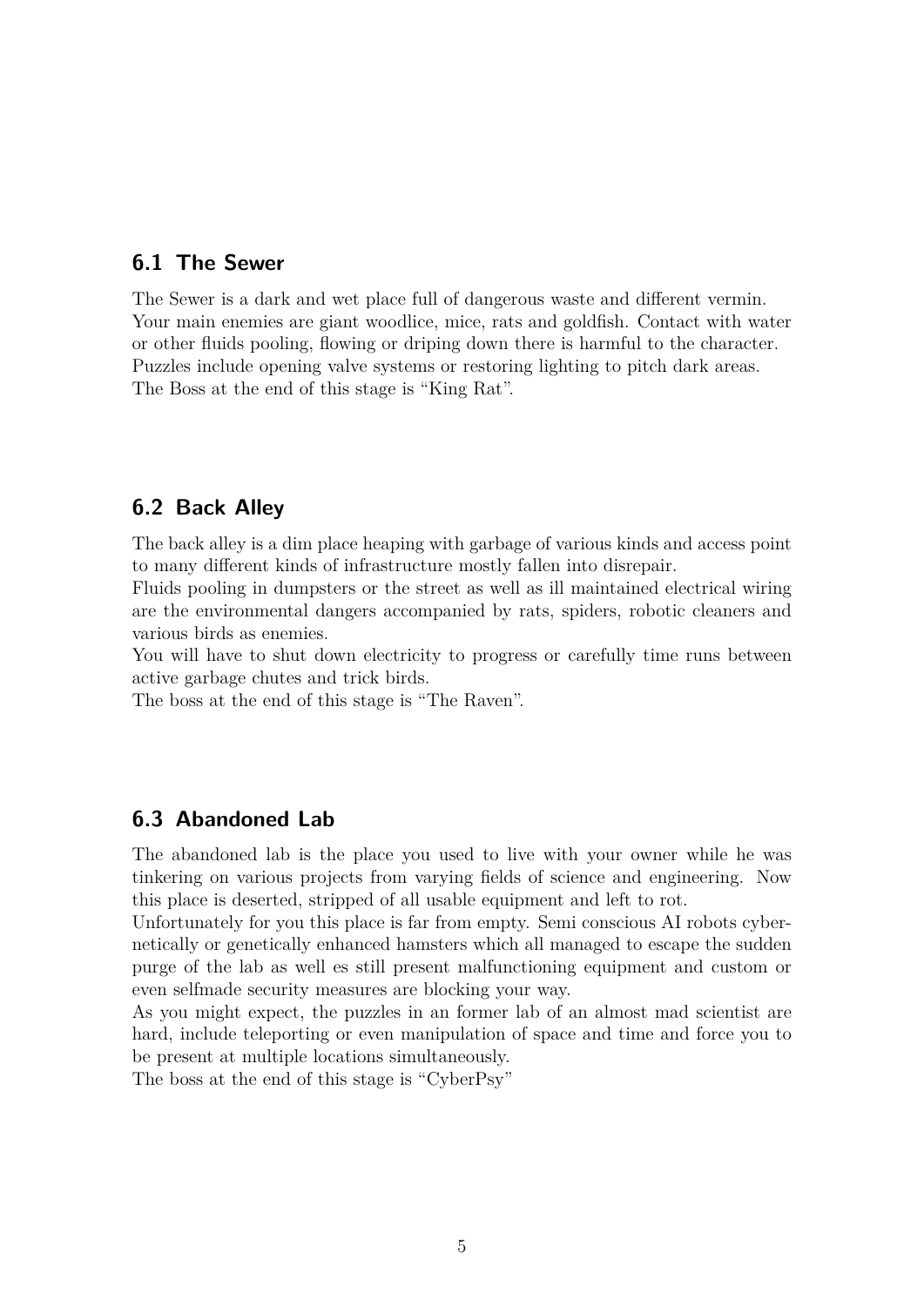## 6.1 The Sewer

The Sewer is a dark and wet place full of dangerous waste and different vermin. Your main enemies are giant woodlice, mice, rats and goldfish. Contact with water or other fluids pooling, flowing or driping down there is harmful to the character. Puzzles include opening valve systems or restoring lighting to pitch dark areas. The Boss at the end of this stage is “King Rat”.

## 6.2 Back Alley

The back alley is a dim place heaping with garbage of various kinds and access point to many different kinds of infrastructure mostly fallen into disrepair.

Fluids pooling in dumpsters or the street as well as ill maintained electrical wiring are the environmental dangers accompanied by rats, spiders, robotic cleaners and various birds as enemies.

You will have to shut down electricity to progress or carefully time runs between active garbage chutes and trick birds.

The boss at the end of this stage is “The Raven”.

## 6.3 Abandoned Lab

The abandoned lab is the place you used to live with your owner while he was tinkering on various projects from varying fields of science and engineering. Now this place is deserted, stripped of all usable equipment and left to rot.

Unfortunately for you this place is far from empty. Semi conscious AI robots cybernetically or genetically enhanced hamsters which all managed to escape the sudden purge of the lab as well es still present malfunctioning equipment and custom or even selfmade security measures are blocking your way.

As you might expect, the puzzles in an former lab of an almost mad scientist are hard, include teleporting or even manipulation of space and time and force you to be present at multiple locations simultaneously.

The boss at the end of this stage is “CyberPsy”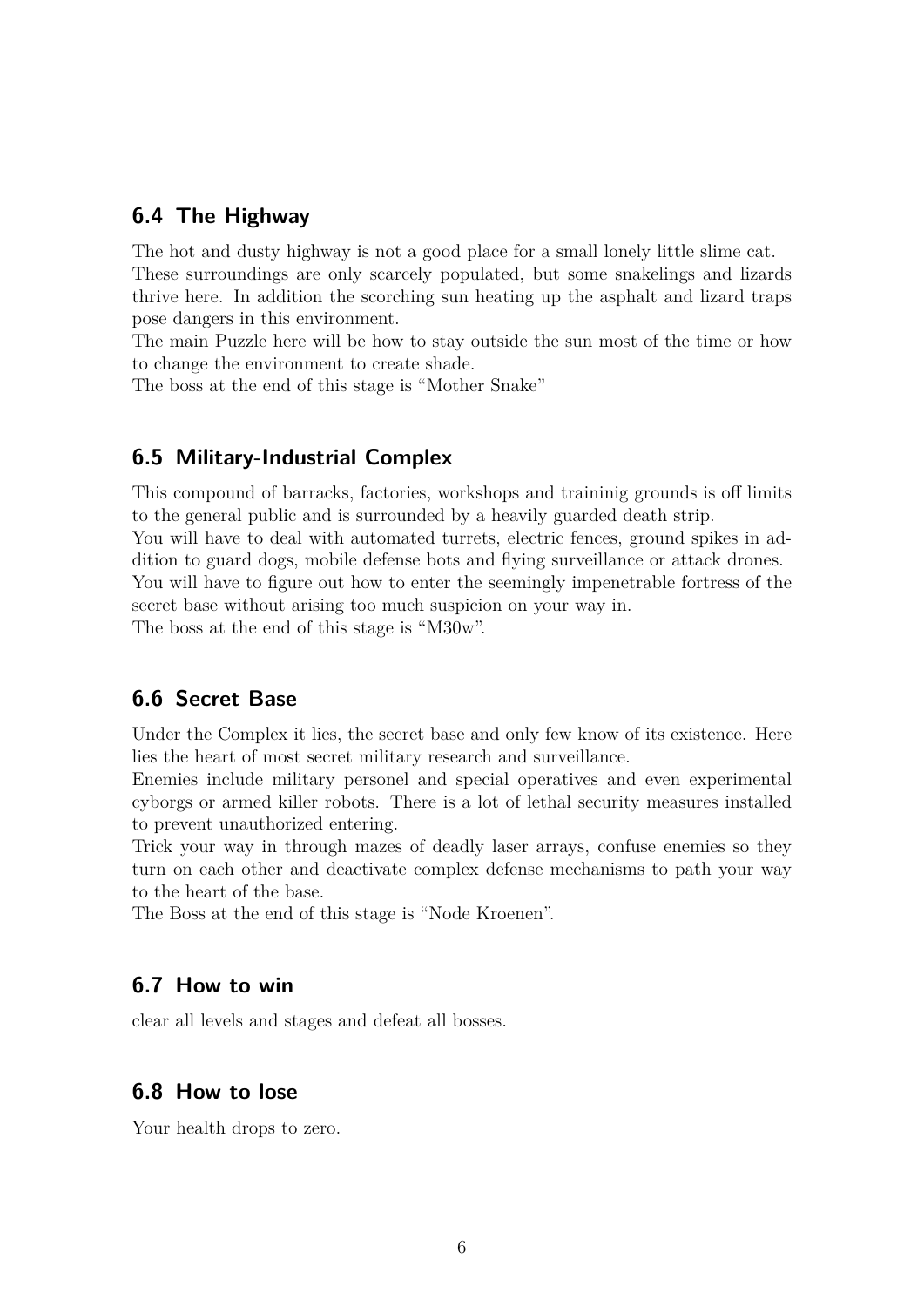## 6.4 The Highway

The hot and dusty highway is not a good place for a small lonely little slime cat.
These surroundings are only scarcely populated, but some snakelings and lizards thrive here. In addition the scorching sun heating up the asphalt and lizard traps pose dangers in this environment.
The main Puzzle here will be how to stay outside the sun most of the time or how to change the environment to create shade.
The boss at the end of this stage is "Mother Snake"

## 6.5 Military-Industrial Complex

This compound of barracks, factories, workshops and traininig grounds is off limits to the general public and is surrounded by a heavily guarded death strip.
You will have to deal with automated turrets, electric fences, ground spikes in addition to guard dogs, mobile defense bots and flying surveillance or attack drones.
You will have to figure out how to enter the seemingly impenetrable fortress of the secret base without arising too much suspicion on your way in.
The boss at the end of this stage is "M30w".

## 6.6 Secret Base

Under the Complex it lies, the secret base and only few know of its existence. Here lies the heart of most secret military research and surveillance.
Enemies include military personel and special operatives and even experimental cyborgs or armed killer robots. There is a lot of lethal security measures installed to prevent unauthorized entering.
Trick your way in through mazes of deadly laser arrays, confuse enemies so they turn on each other and deactivate complex defense mechanisms to path your way to the heart of the base.
The Boss at the end of this stage is "Node Kroenen".

## 6.7 How to win

clear all levels and stages and defeat all bosses.

## 6.8 How to lose

Your health drops to zero.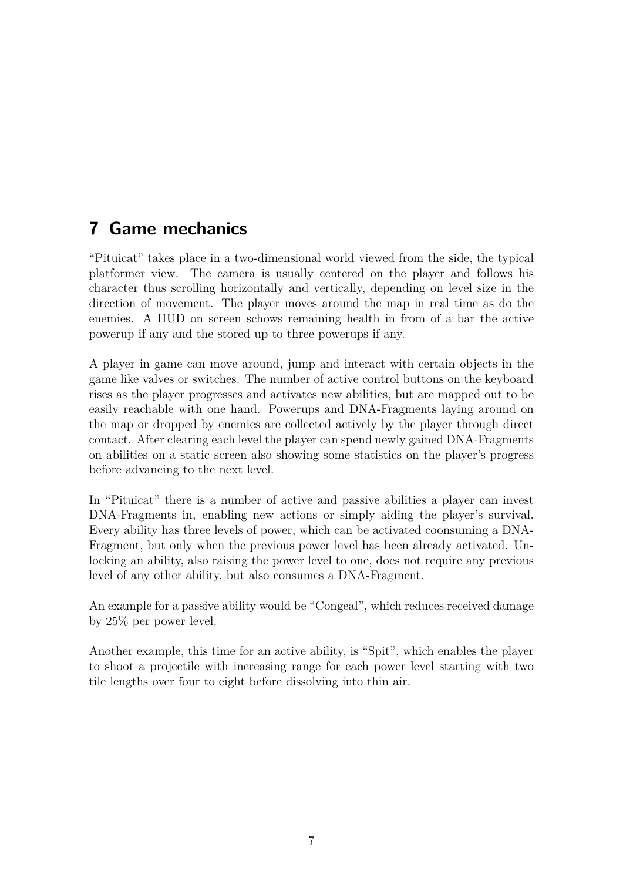# 7 Game mechanics

"Pituicat" takes place in a two-dimensional world viewed from the side, the typical platformer view. The camera is usually centered on the player and follows his character thus scrolling horizontally and vertically, depending on level size in the direction of movement. The player moves around the map in real time as do the enemies. A HUD on screen schows remaining health in from of a bar the active powerup if any and the stored up to three powerups if any.

A player in game can move around, jump and interact with certain objects in the game like valves or switches. The number of active control buttons on the keyboard rises as the player progresses and activates new abilities, but are mapped out to be easily reachable with one hand. Powerups and DNA-Fragments laying around on the map or dropped by enemies are collected actively by the player through direct contact. After clearing each level the player can spend newly gained DNA-Fragments on abilities on a static screen also showing some statistics on the player's progress before advancing to the next level.

In "Pituicat" there is a number of active and passive abilities a player can invest DNA-Fragments in, enabling new actions or simply aiding the player's survival. Every ability has three levels of power, which can be activated coonsuming a DNA-Fragment, but only when the previous power level has been already activated. Unlocking an ability, also raising the power level to one, does not require any previous level of any other ability, but also consumes a DNA-Fragment.

An example for a passive ability would be "Congeal", which reduces received damage by 25% per power level.

Another example, this time for an active ability, is "Spit", which enables the player to shoot a projectile with increasing range for each power level starting with two tile lengths over four to eight before dissolving into thin air.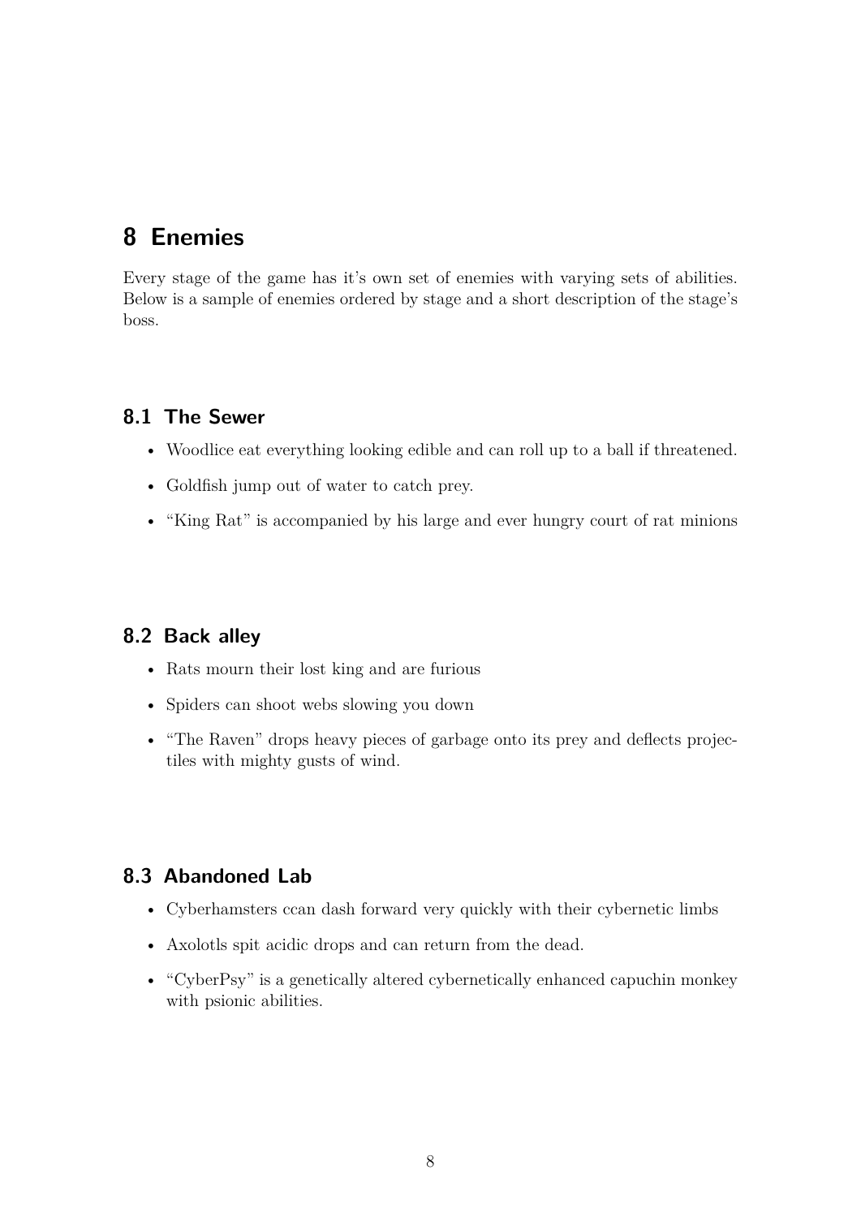# 8 Enemies

Every stage of the game has it's own set of enemies with varying sets of abilities. Below is a sample of enemies ordered by stage and a short description of the stage's boss.

## 8.1 The Sewer

- Woodlice eat everything looking edible and can roll up to a ball if threatened.
- Goldfish jump out of water to catch prey.
- "King Rat" is accompanied by his large and ever hungry court of rat minions

## 8.2 Back alley

- Rats mourn their lost king and are furious
- Spiders can shoot webs slowing you down
- "The Raven" drops heavy pieces of garbage onto its prey and deflects projectiles with mighty gusts of wind.

## 8.3 Abandoned Lab

- Cyberhamsters ccan dash forward very quickly with their cybernetic limbs
- Axolotls spit acidic drops and can return from the dead.
- "CyberPsy" is a genetically altered cybernetically enhanced capuchin monkey with psionic abilities.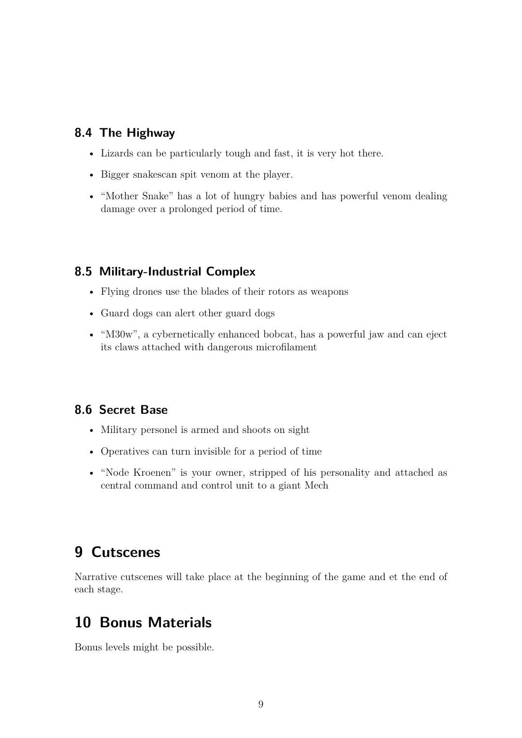### 8.4 The Highway

- Lizards can be particularly tough and fast, it is very hot there.
- Bigger snakescan spit venom at the player.
- "Mother Snake" has a lot of hungry babies and has powerful venom dealing damage over a prolonged period of time.

### 8.5 Military-Industrial Complex

- Flying drones use the blades of their rotors as weapons
- Guard dogs can alert other guard dogs
- "M30w", a cybernetically enhanced bobcat, has a powerful jaw and can eject its claws attached with dangerous microfilament

### 8.6 Secret Base

- Military personel is armed and shoots on sight
- Operatives can turn invisible for a period of time
- "Node Kroenen" is your owner, stripped of his personality and attached as central command and control unit to a giant Mech

## 9 Cutscenes

Narrative cutscenes will take place at the beginning of the game and et the end of each stage.

## 10 Bonus Materials

Bonus levels might be possible.